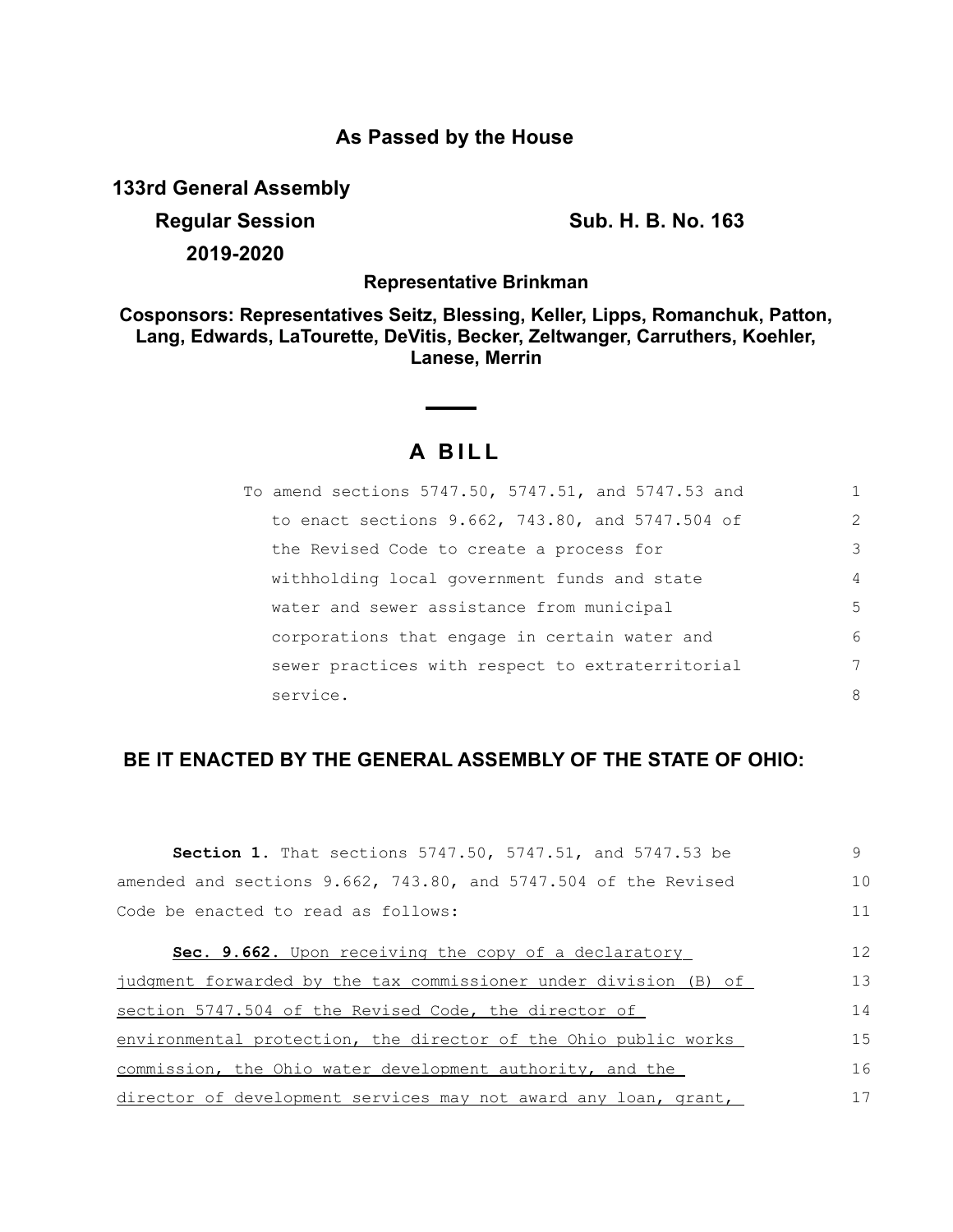**As Passed by the House**

**133rd General Assembly**

**Regular Session** **Sub. H. B. No. 163**

**2019-2020**

**Representative Brinkman**

**Cosponsors: Representatives Seitz, Blessing, Keller, Lipps, Romanchuk, Patton, Lang, Edwards, LaTourette, DeVitis, Becker, Zeltwanger, Carruthers, Koehler, Lanese, Merrin**

# A BILL

To amend sections 5747.50, 5747.51, and 5747.53 and to enact sections 9.662, 743.80, and 5747.504 of the Revised Code to create a process for withholding local government funds and state water and sewer assistance from municipal corporations that engage in certain water and sewer practices with respect to extraterritorial service.

**BE IT ENACTED BY THE GENERAL ASSEMBLY OF THE STATE OF OHIO:**

**Section 1.** That sections 5747.50, 5747.51, and 5747.53 be amended and sections 9.662, 743.80, and 5747.504 of the Revised Code be enacted to read as follows:

**Sec. 9.662.** Upon receiving the copy of a declaratory judgment forwarded by the tax commissioner under division (B) of section 5747.504 of the Revised Code, the director of environmental protection, the director of the Ohio public works commission, the Ohio water development authority, and the director of development services may not award any loan, grant,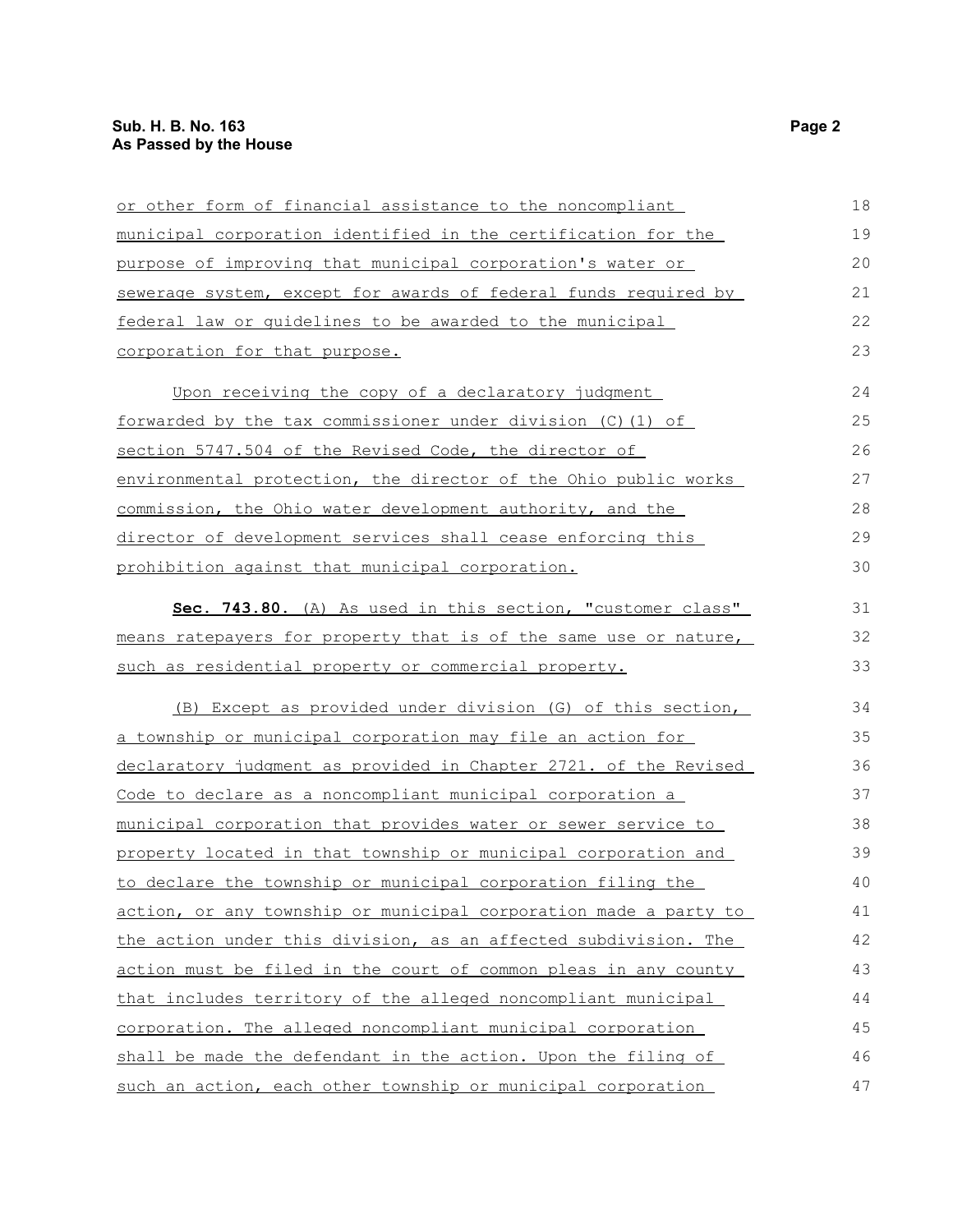or other form of financial assistance to the noncompliant municipal corporation identified in the certification for the purpose of improving that municipal corporation's water or sewerage system, except for awards of federal funds required by federal law or guidelines to be awarded to the municipal corporation for that purpose.

Upon receiving the copy of a declaratory judgment forwarded by the tax commissioner under division (C)(1) of section 5747.504 of the Revised Code, the director of environmental protection, the director of the Ohio public works commission, the Ohio water development authority, and the director of development services shall cease enforcing this prohibition against that municipal corporation.

**Sec. 743.80.** (A) As used in this section, "customer class" means ratepayers for property that is of the same use or nature, such as residential property or commercial property.

(B) Except as provided under division (G) of this section, a township or municipal corporation may file an action for declaratory judgment as provided in Chapter 2721. of the Revised Code to declare as a noncompliant municipal corporation a municipal corporation that provides water or sewer service to property located in that township or municipal corporation and to declare the township or municipal corporation filing the action, or any township or municipal corporation made a party to the action under this division, as an affected subdivision. The action must be filed in the court of common pleas in any county that includes territory of the alleged noncompliant municipal corporation. The alleged noncompliant municipal corporation shall be made the defendant in the action. Upon the filing of such an action, each other township or municipal corporation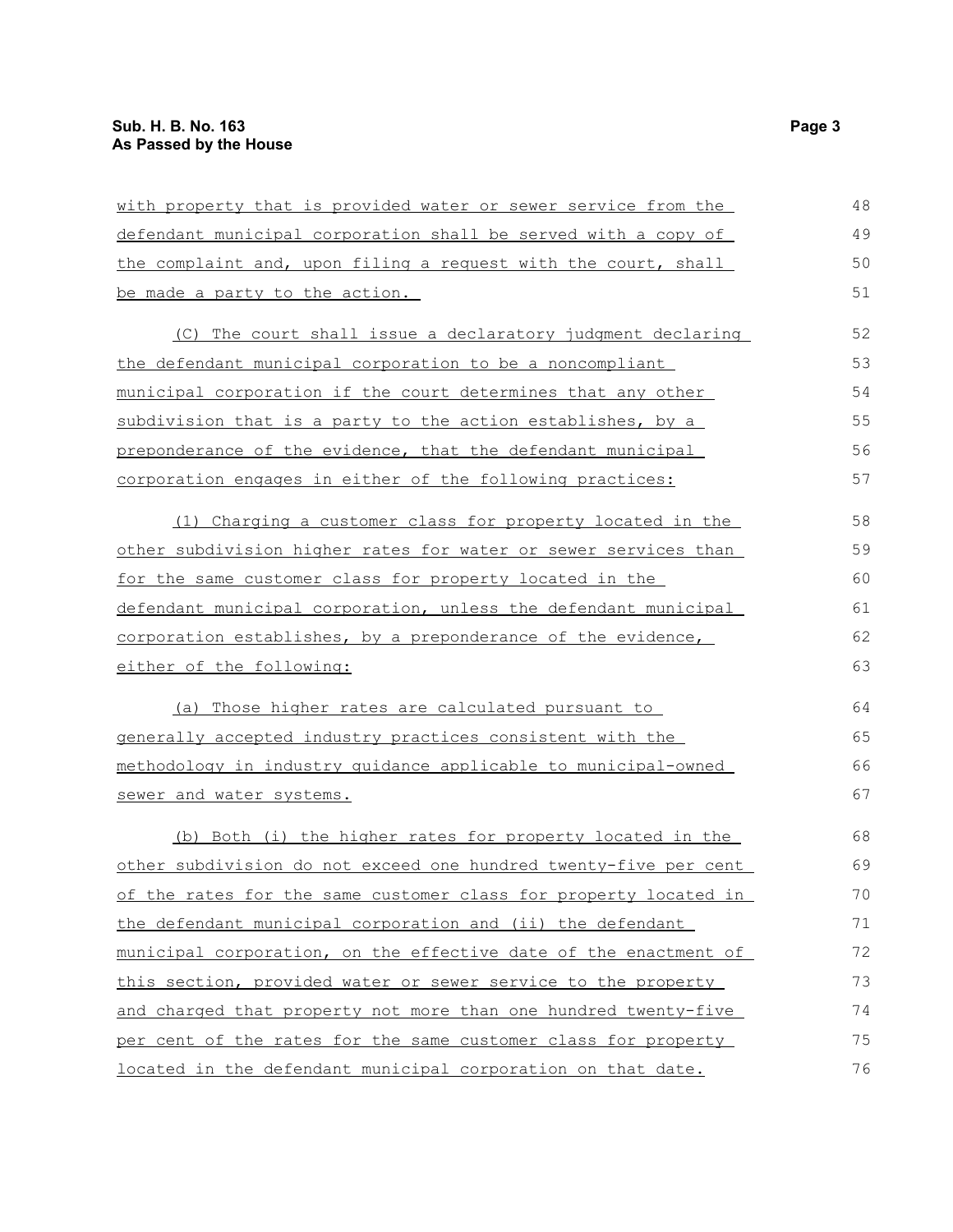with property that is provided water or sewer service from the defendant municipal corporation shall be served with a copy of the complaint and, upon filing a request with the court, shall be made a party to the action.

(C) The court shall issue a declaratory judgment declaring the defendant municipal corporation to be a noncompliant municipal corporation if the court determines that any other subdivision that is a party to the action establishes, by a preponderance of the evidence, that the defendant municipal corporation engages in either of the following practices:

(1) Charging a customer class for property located in the other subdivision higher rates for water or sewer services than for the same customer class for property located in the defendant municipal corporation, unless the defendant municipal corporation establishes, by a preponderance of the evidence, either of the following:

(a) Those higher rates are calculated pursuant to generally accepted industry practices consistent with the methodology in industry guidance applicable to municipal-owned sewer and water systems.

(b) Both (i) the higher rates for property located in the other subdivision do not exceed one hundred twenty-five per cent of the rates for the same customer class for property located in the defendant municipal corporation and (ii) the defendant municipal corporation, on the effective date of the enactment of this section, provided water or sewer service to the property and charged that property not more than one hundred twenty-five per cent of the rates for the same customer class for property located in the defendant municipal corporation on that date.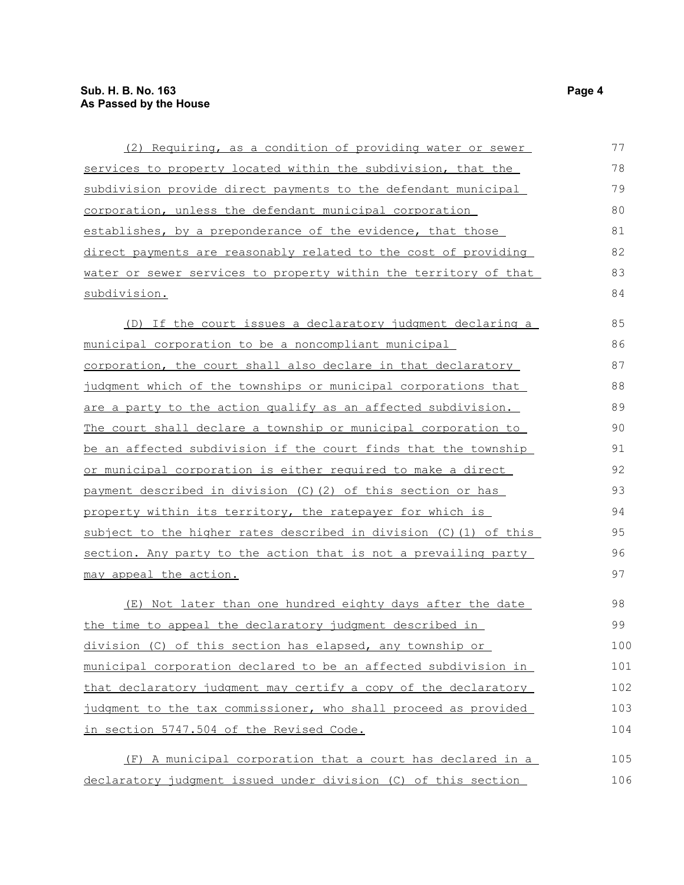(2) Requiring, as a condition of providing water or sewer services to property located within the subdivision, that the subdivision provide direct payments to the defendant municipal corporation, unless the defendant municipal corporation establishes, by a preponderance of the evidence, that those direct payments are reasonably related to the cost of providing water or sewer services to property within the territory of that subdivision.

(D) If the court issues a declaratory judgment declaring a municipal corporation to be a noncompliant municipal corporation, the court shall also declare in that declaratory judgment which of the townships or municipal corporations that are a party to the action qualify as an affected subdivision. The court shall declare a township or municipal corporation to be an affected subdivision if the court finds that the township or municipal corporation is either required to make a direct payment described in division (C)(2) of this section or has property within its territory, the ratepayer for which is subject to the higher rates described in division (C)(1) of this section. Any party to the action that is not a prevailing party may appeal the action.

(E) Not later than one hundred eighty days after the date the time to appeal the declaratory judgment described in division (C) of this section has elapsed, any township or municipal corporation declared to be an affected subdivision in that declaratory judgment may certify a copy of the declaratory judgment to the tax commissioner, who shall proceed as provided in section 5747.504 of the Revised Code.

(F) A municipal corporation that a court has declared in a declaratory judgment issued under division (C) of this section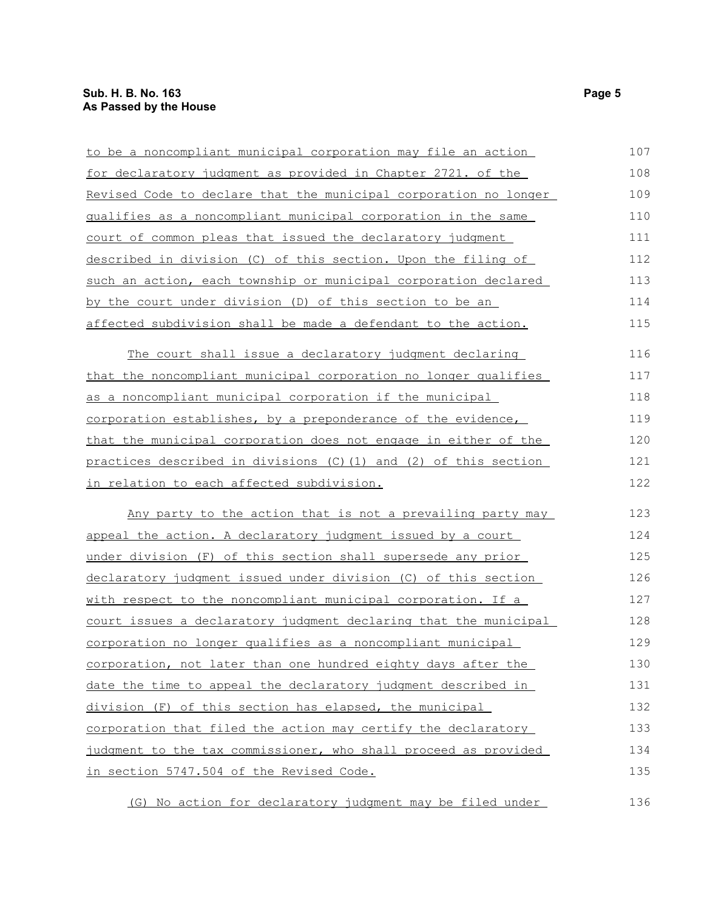to be a noncompliant municipal corporation may file an action for declaratory judgment as provided in Chapter 2721. of the Revised Code to declare that the municipal corporation no longer qualifies as a noncompliant municipal corporation in the same court of common pleas that issued the declaratory judgment described in division (C) of this section. Upon the filing of such an action, each township or municipal corporation declared by the court under division (D) of this section to be an affected subdivision shall be made a defendant to the action.

The court shall issue a declaratory judgment declaring that the noncompliant municipal corporation no longer qualifies as a noncompliant municipal corporation if the municipal corporation establishes, by a preponderance of the evidence, that the municipal corporation does not engage in either of the practices described in divisions (C)(1) and (2) of this section in relation to each affected subdivision.

Any party to the action that is not a prevailing party may appeal the action. A declaratory judgment issued by a court under division (F) of this section shall supersede any prior declaratory judgment issued under division (C) of this section with respect to the noncompliant municipal corporation. If a court issues a declaratory judgment declaring that the municipal corporation no longer qualifies as a noncompliant municipal corporation, not later than one hundred eighty days after the date the time to appeal the declaratory judgment described in division (F) of this section has elapsed, the municipal corporation that filed the action may certify the declaratory judgment to the tax commissioner, who shall proceed as provided in section 5747.504 of the Revised Code.

(G) No action for declaratory judgment may be filed under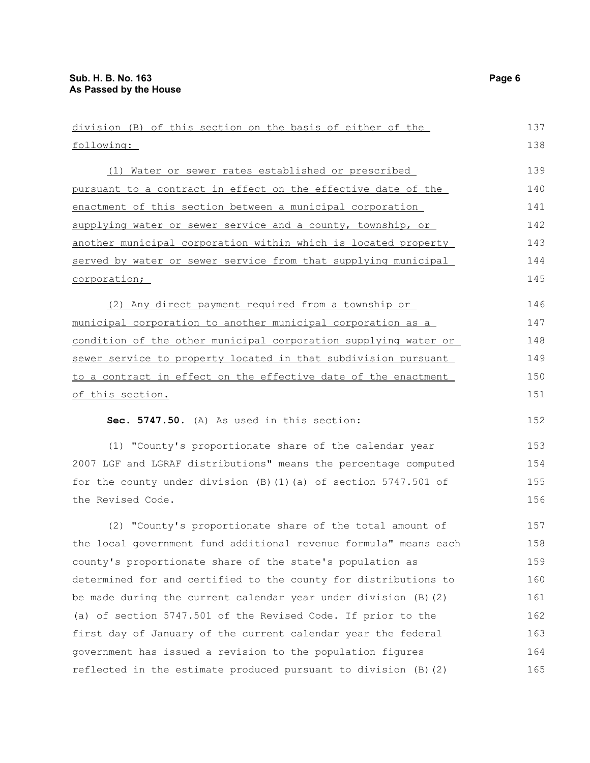division (B) of this section on the basis of either of the following:

(1) Water or sewer rates established or prescribed pursuant to a contract in effect on the effective date of the enactment of this section between a municipal corporation supplying water or sewer service and a county, township, or another municipal corporation within which is located property served by water or sewer service from that supplying municipal corporation;

(2) Any direct payment required from a township or municipal corporation to another municipal corporation as a condition of the other municipal corporation supplying water or sewer service to property located in that subdivision pursuant to a contract in effect on the effective date of the enactment of this section.

**Sec. 5747.50.** (A) As used in this section:

(1) "County's proportionate share of the calendar year 2007 LGF and LGRAF distributions" means the percentage computed for the county under division (B)(1)(a) of section 5747.501 of the Revised Code.

(2) "County's proportionate share of the total amount of the local government fund additional revenue formula" means each county's proportionate share of the state's population as determined for and certified to the county for distributions to be made during the current calendar year under division (B)(2)(a) of section 5747.501 of the Revised Code. If prior to the first day of January of the current calendar year the federal government has issued a revision to the population figures reflected in the estimate produced pursuant to division (B)(2)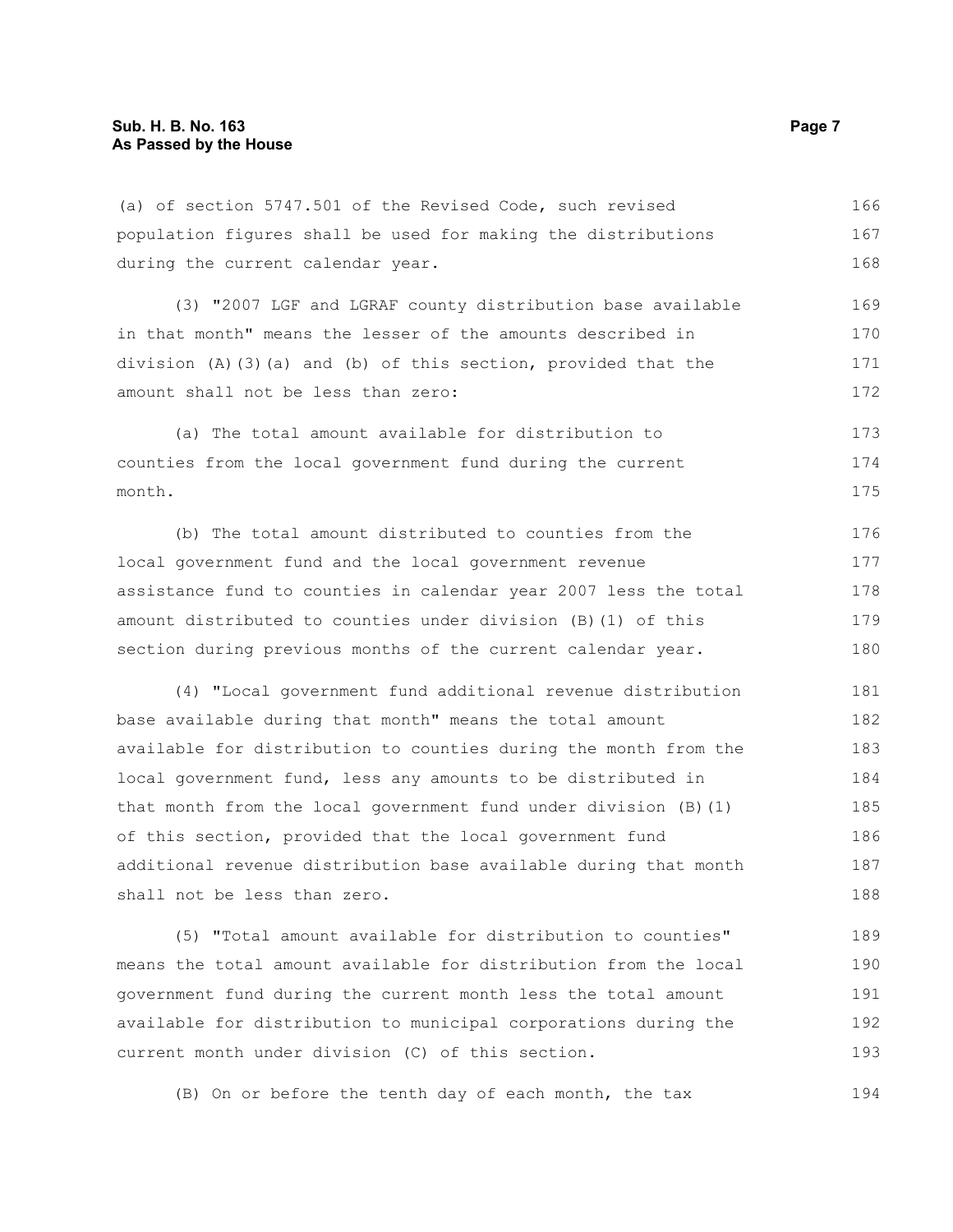(a) of section 5747.501 of the Revised Code, such revised population figures shall be used for making the distributions during the current calendar year.

(3) "2007 LGF and LGRAF county distribution base available in that month" means the lesser of the amounts described in division (A)(3)(a) and (b) of this section, provided that the amount shall not be less than zero:

(a) The total amount available for distribution to counties from the local government fund during the current month.

(b) The total amount distributed to counties from the local government fund and the local government revenue assistance fund to counties in calendar year 2007 less the total amount distributed to counties under division (B)(1) of this section during previous months of the current calendar year.

(4) "Local government fund additional revenue distribution base available during that month" means the total amount available for distribution to counties during the month from the local government fund, less any amounts to be distributed in that month from the local government fund under division (B)(1) of this section, provided that the local government fund additional revenue distribution base available during that month shall not be less than zero.

(5) "Total amount available for distribution to counties" means the total amount available for distribution from the local government fund during the current month less the total amount available for distribution to municipal corporations during the current month under division (C) of this section.

(B) On or before the tenth day of each month, the tax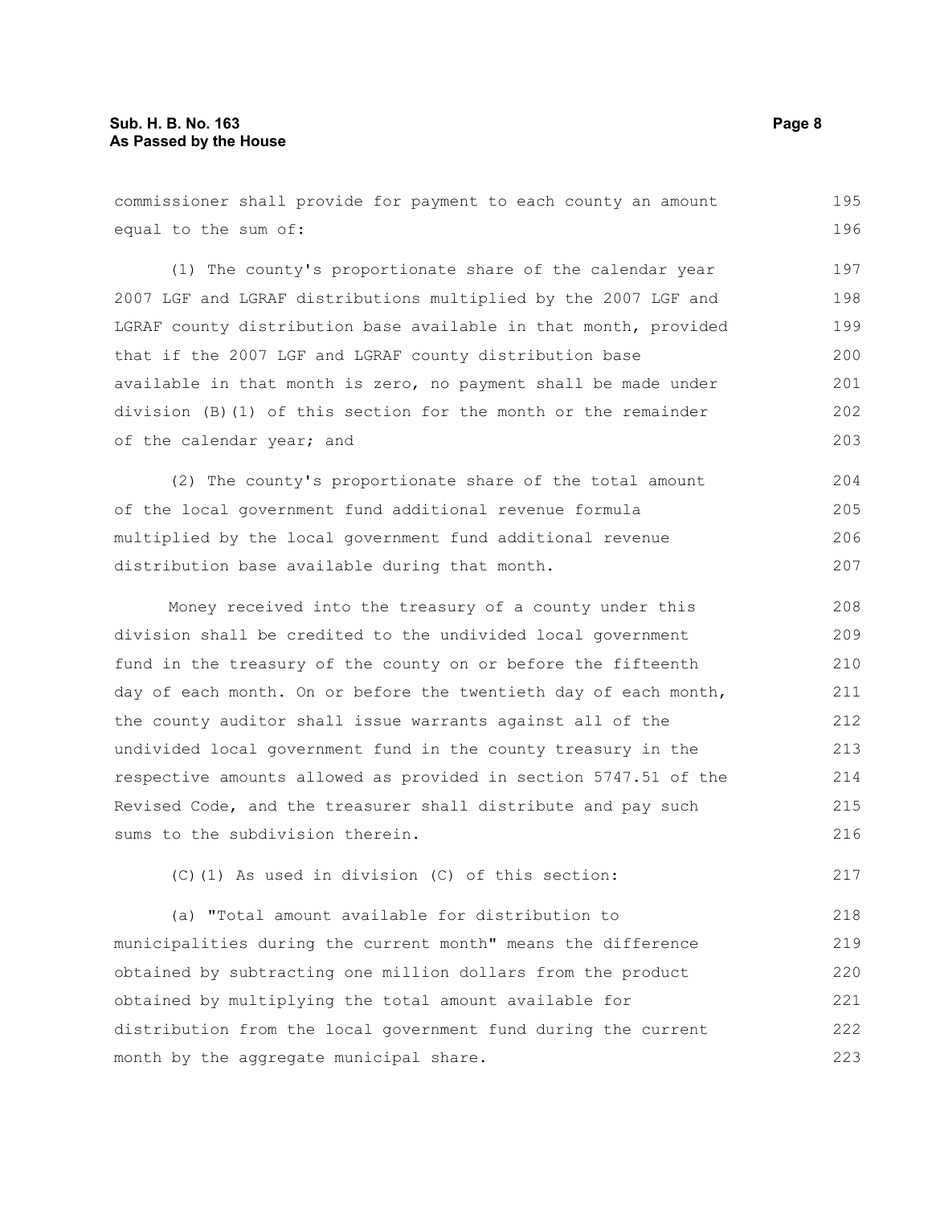commissioner shall provide for payment to each county an amount equal to the sum of:

(1) The county's proportionate share of the calendar year 2007 LGF and LGRAF distributions multiplied by the 2007 LGF and LGRAF county distribution base available in that month, provided that if the 2007 LGF and LGRAF county distribution base available in that month is zero, no payment shall be made under division (B)(1) of this section for the month or the remainder of the calendar year; and

(2) The county's proportionate share of the total amount of the local government fund additional revenue formula multiplied by the local government fund additional revenue distribution base available during that month.

Money received into the treasury of a county under this division shall be credited to the undivided local government fund in the treasury of the county on or before the fifteenth day of each month. On or before the twentieth day of each month, the county auditor shall issue warrants against all of the undivided local government fund in the county treasury in the respective amounts allowed as provided in section 5747.51 of the Revised Code, and the treasurer shall distribute and pay such sums to the subdivision therein.

(C)(1) As used in division (C) of this section:

(a) "Total amount available for distribution to municipalities during the current month" means the difference obtained by subtracting one million dollars from the product obtained by multiplying the total amount available for distribution from the local government fund during the current month by the aggregate municipal share.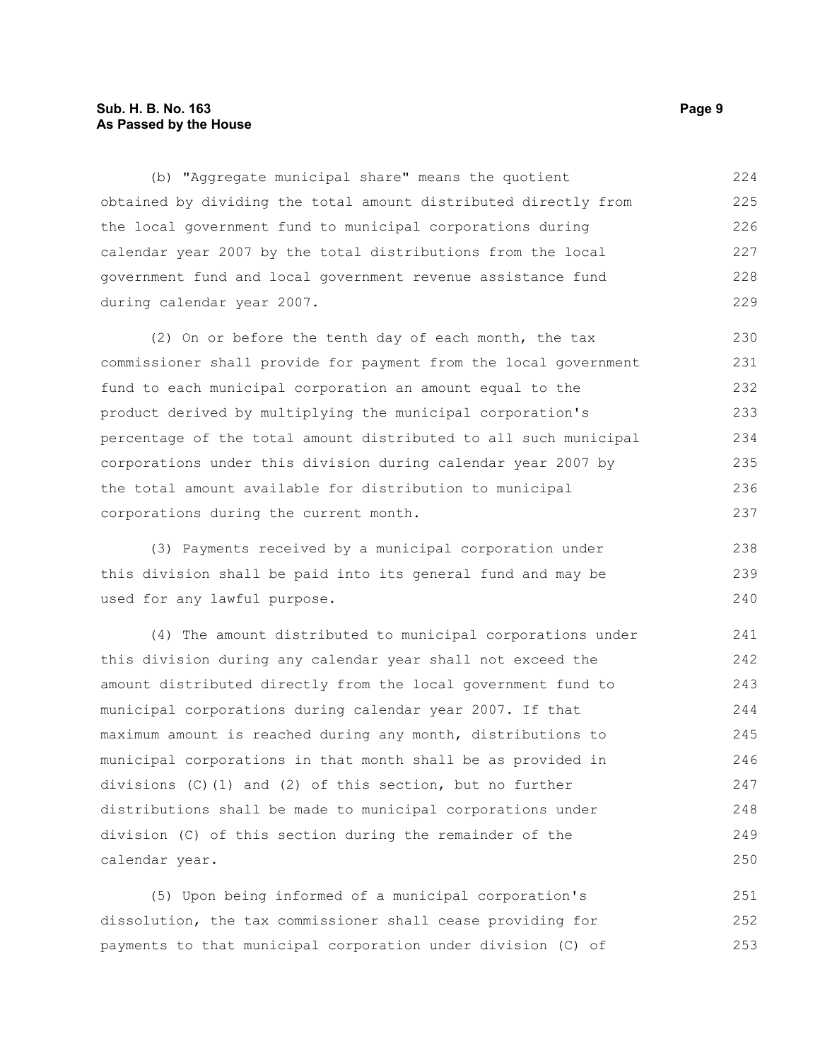(b) "Aggregate municipal share" means the quotient obtained by dividing the total amount distributed directly from the local government fund to municipal corporations during calendar year 2007 by the total distributions from the local government fund and local government revenue assistance fund during calendar year 2007.

(2) On or before the tenth day of each month, the tax commissioner shall provide for payment from the local government fund to each municipal corporation an amount equal to the product derived by multiplying the municipal corporation's percentage of the total amount distributed to all such municipal corporations under this division during calendar year 2007 by the total amount available for distribution to municipal corporations during the current month.

(3) Payments received by a municipal corporation under this division shall be paid into its general fund and may be used for any lawful purpose.

(4) The amount distributed to municipal corporations under this division during any calendar year shall not exceed the amount distributed directly from the local government fund to municipal corporations during calendar year 2007. If that maximum amount is reached during any month, distributions to municipal corporations in that month shall be as provided in divisions (C)(1) and (2) of this section, but no further distributions shall be made to municipal corporations under division (C) of this section during the remainder of the calendar year.

(5) Upon being informed of a municipal corporation's dissolution, the tax commissioner shall cease providing for payments to that municipal corporation under division (C) of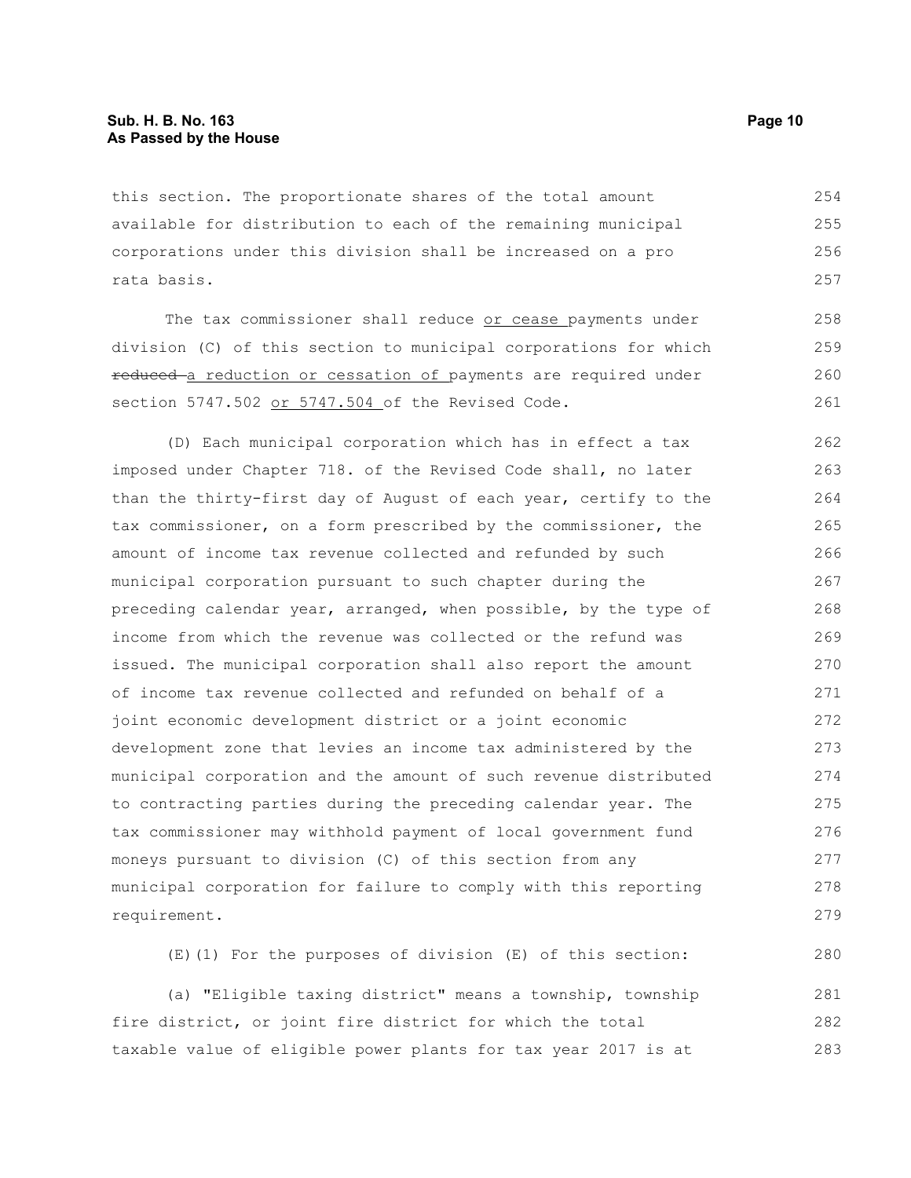this section. The proportionate shares of the total amount available for distribution to each of the remaining municipal corporations under this division shall be increased on a pro rata basis.

The tax commissioner shall reduce or cease payments under division (C) of this section to municipal corporations for which ~~reduced~~ a reduction or cessation of payments are required under section 5747.502 or 5747.504 of the Revised Code.

(D) Each municipal corporation which has in effect a tax imposed under Chapter 718. of the Revised Code shall, no later than the thirty-first day of August of each year, certify to the tax commissioner, on a form prescribed by the commissioner, the amount of income tax revenue collected and refunded by such municipal corporation pursuant to such chapter during the preceding calendar year, arranged, when possible, by the type of income from which the revenue was collected or the refund was issued. The municipal corporation shall also report the amount of income tax revenue collected and refunded on behalf of a joint economic development district or a joint economic development zone that levies an income tax administered by the municipal corporation and the amount of such revenue distributed to contracting parties during the preceding calendar year. The tax commissioner may withhold payment of local government fund moneys pursuant to division (C) of this section from any municipal corporation for failure to comply with this reporting requirement.

(E)(1) For the purposes of division (E) of this section:

(a) "Eligible taxing district" means a township, township fire district, or joint fire district for which the total taxable value of eligible power plants for tax year 2017 is at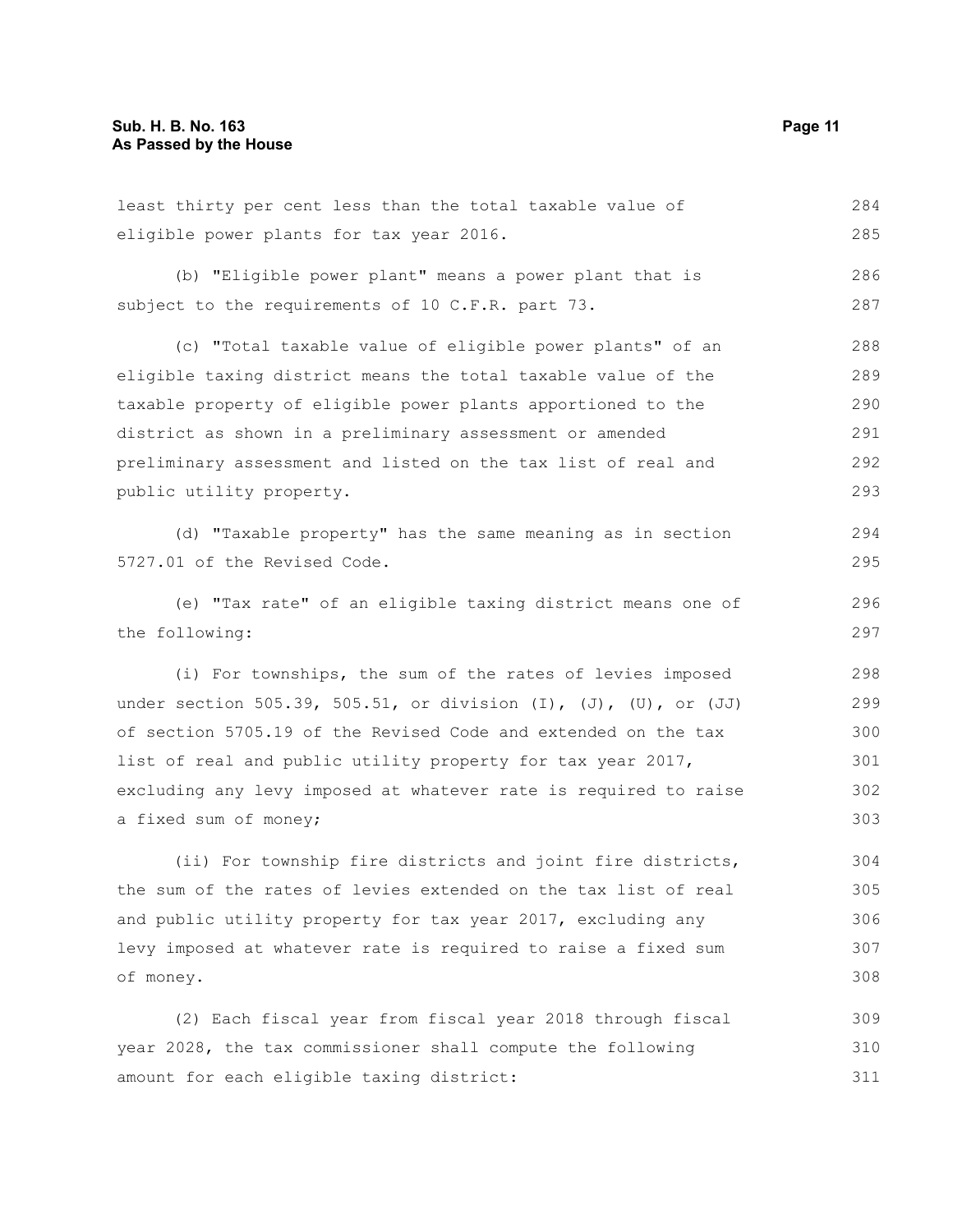least thirty per cent less than the total taxable value of eligible power plants for tax year 2016.

(b) "Eligible power plant" means a power plant that is subject to the requirements of 10 C.F.R. part 73.

(c) "Total taxable value of eligible power plants" of an eligible taxing district means the total taxable value of the taxable property of eligible power plants apportioned to the district as shown in a preliminary assessment or amended preliminary assessment and listed on the tax list of real and public utility property.

(d) "Taxable property" has the same meaning as in section 5727.01 of the Revised Code.

(e) "Tax rate" of an eligible taxing district means one of the following:

(i) For townships, the sum of the rates of levies imposed under section 505.39, 505.51, or division (I), (J), (U), or (JJ) of section 5705.19 of the Revised Code and extended on the tax list of real and public utility property for tax year 2017, excluding any levy imposed at whatever rate is required to raise a fixed sum of money;

(ii) For township fire districts and joint fire districts, the sum of the rates of levies extended on the tax list of real and public utility property for tax year 2017, excluding any levy imposed at whatever rate is required to raise a fixed sum of money.

(2) Each fiscal year from fiscal year 2018 through fiscal year 2028, the tax commissioner shall compute the following amount for each eligible taxing district: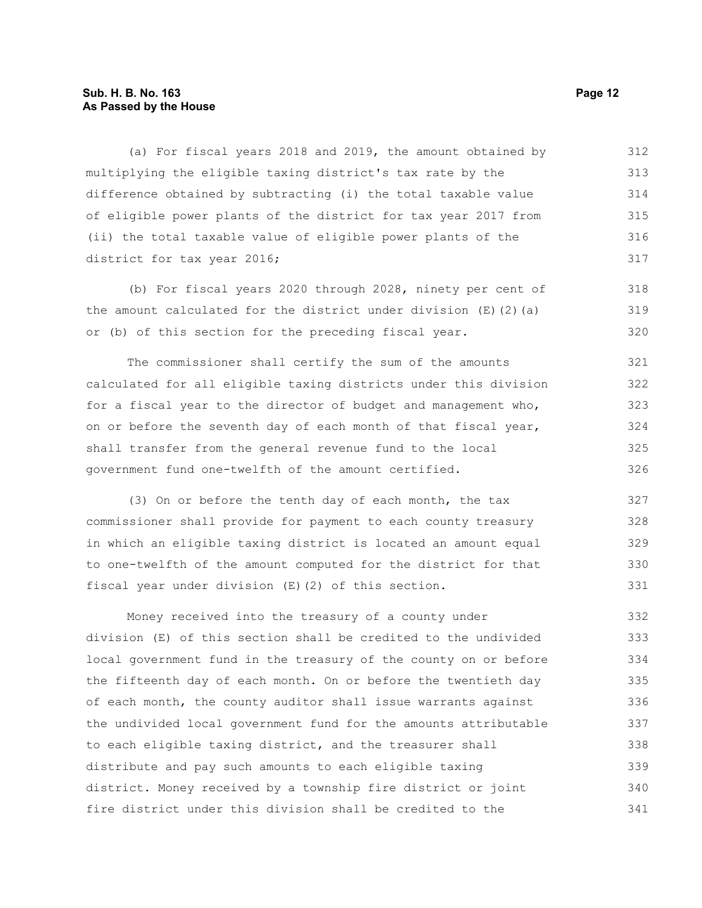(a) For fiscal years 2018 and 2019, the amount obtained by multiplying the eligible taxing district's tax rate by the difference obtained by subtracting (i) the total taxable value of eligible power plants of the district for tax year 2017 from (ii) the total taxable value of eligible power plants of the district for tax year 2016;

(b) For fiscal years 2020 through 2028, ninety per cent of the amount calculated for the district under division (E)(2)(a) or (b) of this section for the preceding fiscal year.

The commissioner shall certify the sum of the amounts calculated for all eligible taxing districts under this division for a fiscal year to the director of budget and management who, on or before the seventh day of each month of that fiscal year, shall transfer from the general revenue fund to the local government fund one-twelfth of the amount certified.

(3) On or before the tenth day of each month, the tax commissioner shall provide for payment to each county treasury in which an eligible taxing district is located an amount equal to one-twelfth of the amount computed for the district for that fiscal year under division (E)(2) of this section.

Money received into the treasury of a county under division (E) of this section shall be credited to the undivided local government fund in the treasury of the county on or before the fifteenth day of each month. On or before the twentieth day of each month, the county auditor shall issue warrants against the undivided local government fund for the amounts attributable to each eligible taxing district, and the treasurer shall distribute and pay such amounts to each eligible taxing district. Money received by a township fire district or joint fire district under this division shall be credited to the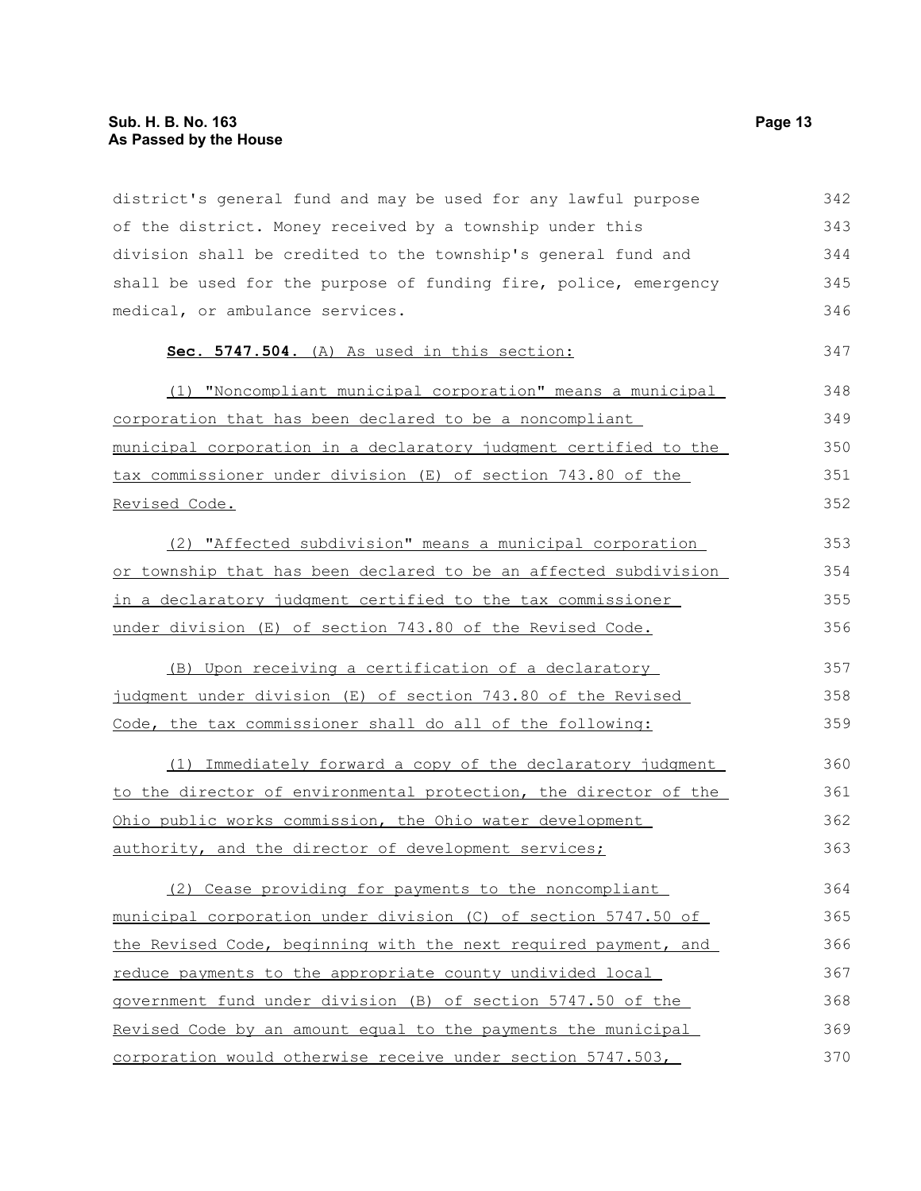district's general fund and may be used for any lawful purpose of the district. Money received by a township under this division shall be credited to the township's general fund and shall be used for the purpose of funding fire, police, emergency medical, or ambulance services.

**Sec. 5747.504.** (A) As used in this section:

(1) "Noncompliant municipal corporation" means a municipal corporation that has been declared to be a noncompliant municipal corporation in a declaratory judgment certified to the tax commissioner under division (E) of section 743.80 of the Revised Code.

(2) "Affected subdivision" means a municipal corporation or township that has been declared to be an affected subdivision in a declaratory judgment certified to the tax commissioner under division (E) of section 743.80 of the Revised Code.

(B) Upon receiving a certification of a declaratory judgment under division (E) of section 743.80 of the Revised Code, the tax commissioner shall do all of the following:

(1) Immediately forward a copy of the declaratory judgment to the director of environmental protection, the director of the Ohio public works commission, the Ohio water development authority, and the director of development services;

(2) Cease providing for payments to the noncompliant municipal corporation under division (C) of section 5747.50 of the Revised Code, beginning with the next required payment, and reduce payments to the appropriate county undivided local government fund under division (B) of section 5747.50 of the Revised Code by an amount equal to the payments the municipal corporation would otherwise receive under section 5747.503,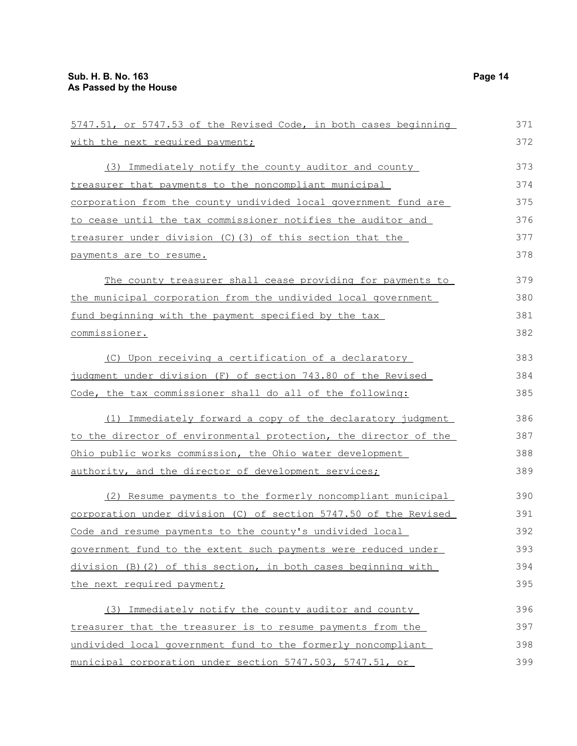5747.51, or 5747.53 of the Revised Code, in both cases beginning with the next required payment;

(3) Immediately notify the county auditor and county treasurer that payments to the noncompliant municipal corporation from the county undivided local government fund are to cease until the tax commissioner notifies the auditor and treasurer under division (C)(3) of this section that the payments are to resume.

The county treasurer shall cease providing for payments to the municipal corporation from the undivided local government fund beginning with the payment specified by the tax commissioner.

(C) Upon receiving a certification of a declaratory judgment under division (F) of section 743.80 of the Revised Code, the tax commissioner shall do all of the following:

(1) Immediately forward a copy of the declaratory judgment to the director of environmental protection, the director of the Ohio public works commission, the Ohio water development authority, and the director of development services;

(2) Resume payments to the formerly noncompliant municipal corporation under division (C) of section 5747.50 of the Revised Code and resume payments to the county's undivided local government fund to the extent such payments were reduced under division (B)(2) of this section, in both cases beginning with the next required payment;

(3) Immediately notify the county auditor and county treasurer that the treasurer is to resume payments from the undivided local government fund to the formerly noncompliant municipal corporation under section 5747.503, 5747.51, or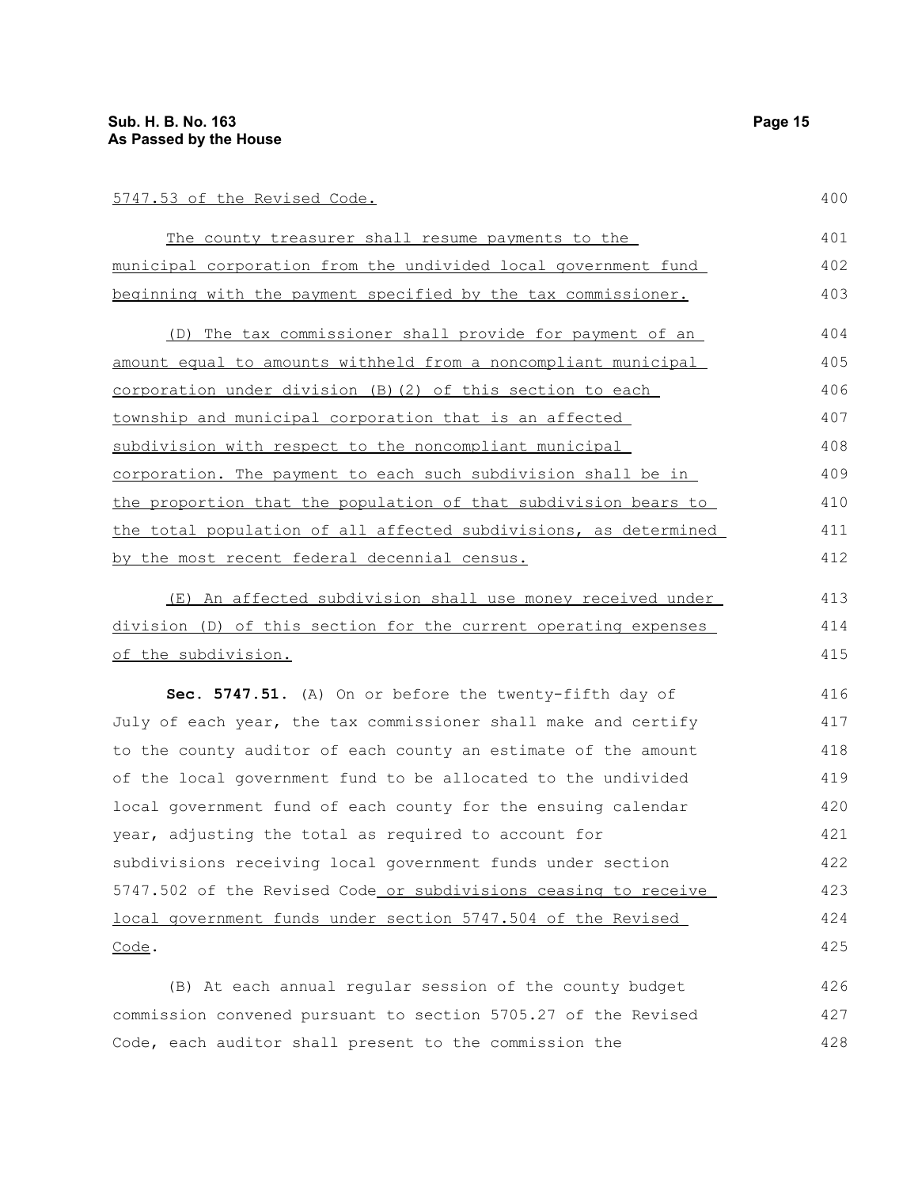5747.53 of the Revised Code.

The county treasurer shall resume payments to the municipal corporation from the undivided local government fund beginning with the payment specified by the tax commissioner.

(D) The tax commissioner shall provide for payment of an amount equal to amounts withheld from a noncompliant municipal corporation under division (B)(2) of this section to each township and municipal corporation that is an affected subdivision with respect to the noncompliant municipal corporation. The payment to each such subdivision shall be in the proportion that the population of that subdivision bears to the total population of all affected subdivisions, as determined by the most recent federal decennial census.

(E) An affected subdivision shall use money received under division (D) of this section for the current operating expenses of the subdivision.

**Sec. 5747.51.** (A) On or before the twenty-fifth day of July of each year, the tax commissioner shall make and certify to the county auditor of each county an estimate of the amount of the local government fund to be allocated to the undivided local government fund of each county for the ensuing calendar year, adjusting the total as required to account for subdivisions receiving local government funds under section 5747.502 of the Revised Code or subdivisions ceasing to receive local government funds under section 5747.504 of the Revised Code.

(B) At each annual regular session of the county budget commission convened pursuant to section 5705.27 of the Revised Code, each auditor shall present to the commission the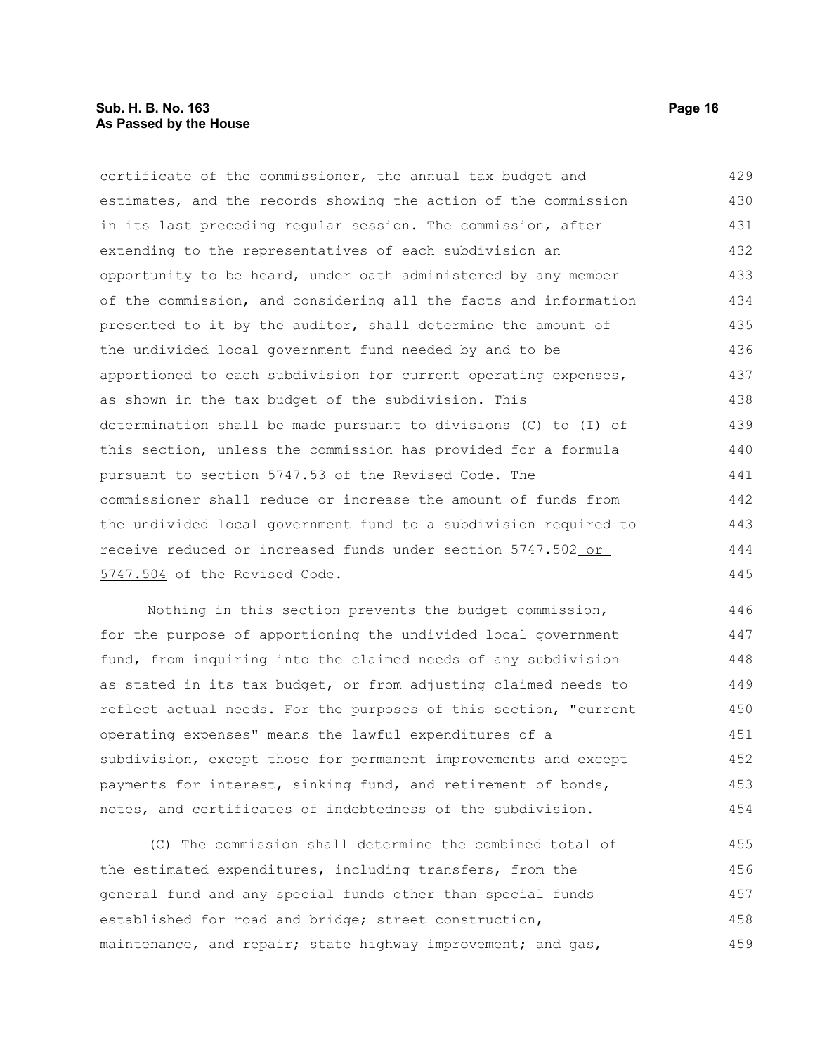certificate of the commissioner, the annual tax budget and estimates, and the records showing the action of the commission in its last preceding regular session. The commission, after extending to the representatives of each subdivision an opportunity to be heard, under oath administered by any member of the commission, and considering all the facts and information presented to it by the auditor, shall determine the amount of the undivided local government fund needed by and to be apportioned to each subdivision for current operating expenses, as shown in the tax budget of the subdivision. This determination shall be made pursuant to divisions (C) to (I) of this section, unless the commission has provided for a formula pursuant to section 5747.53 of the Revised Code. The commissioner shall reduce or increase the amount of funds from the undivided local government fund to a subdivision required to receive reduced or increased funds under section 5747.502 or 5747.504 of the Revised Code.

Nothing in this section prevents the budget commission, for the purpose of apportioning the undivided local government fund, from inquiring into the claimed needs of any subdivision as stated in its tax budget, or from adjusting claimed needs to reflect actual needs. For the purposes of this section, "current operating expenses" means the lawful expenditures of a subdivision, except those for permanent improvements and except payments for interest, sinking fund, and retirement of bonds, notes, and certificates of indebtedness of the subdivision.

(C) The commission shall determine the combined total of the estimated expenditures, including transfers, from the general fund and any special funds other than special funds established for road and bridge; street construction, maintenance, and repair; state highway improvement; and gas,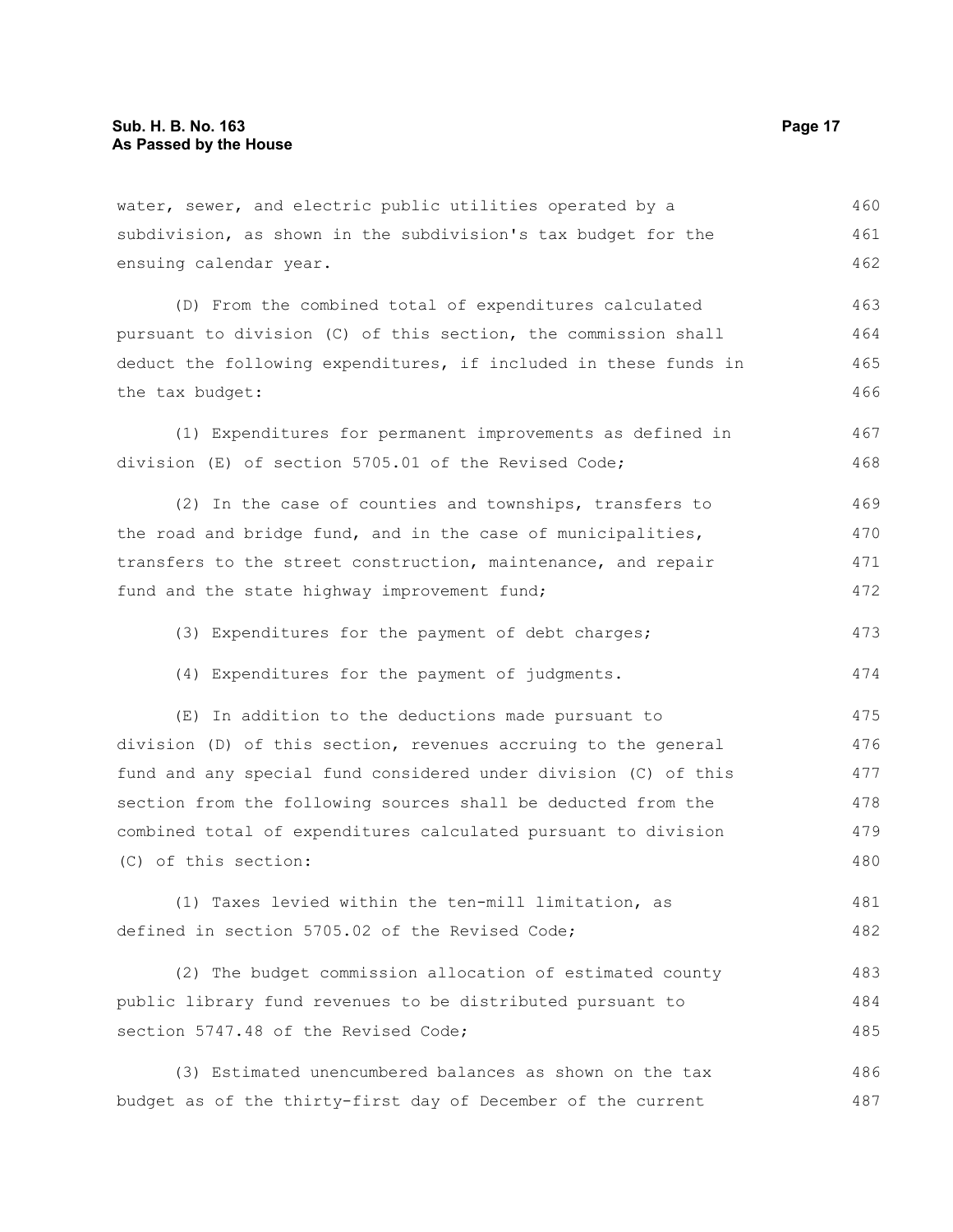water, sewer, and electric public utilities operated by a subdivision, as shown in the subdivision's tax budget for the ensuing calendar year.

(D) From the combined total of expenditures calculated pursuant to division (C) of this section, the commission shall deduct the following expenditures, if included in these funds in the tax budget:

(1) Expenditures for permanent improvements as defined in division (E) of section 5705.01 of the Revised Code;

(2) In the case of counties and townships, transfers to the road and bridge fund, and in the case of municipalities, transfers to the street construction, maintenance, and repair fund and the state highway improvement fund;

(3) Expenditures for the payment of debt charges;

(4) Expenditures for the payment of judgments.

(E) In addition to the deductions made pursuant to division (D) of this section, revenues accruing to the general fund and any special fund considered under division (C) of this section from the following sources shall be deducted from the combined total of expenditures calculated pursuant to division (C) of this section:

(1) Taxes levied within the ten-mill limitation, as defined in section 5705.02 of the Revised Code;

(2) The budget commission allocation of estimated county public library fund revenues to be distributed pursuant to section 5747.48 of the Revised Code;

(3) Estimated unencumbered balances as shown on the tax budget as of the thirty-first day of December of the current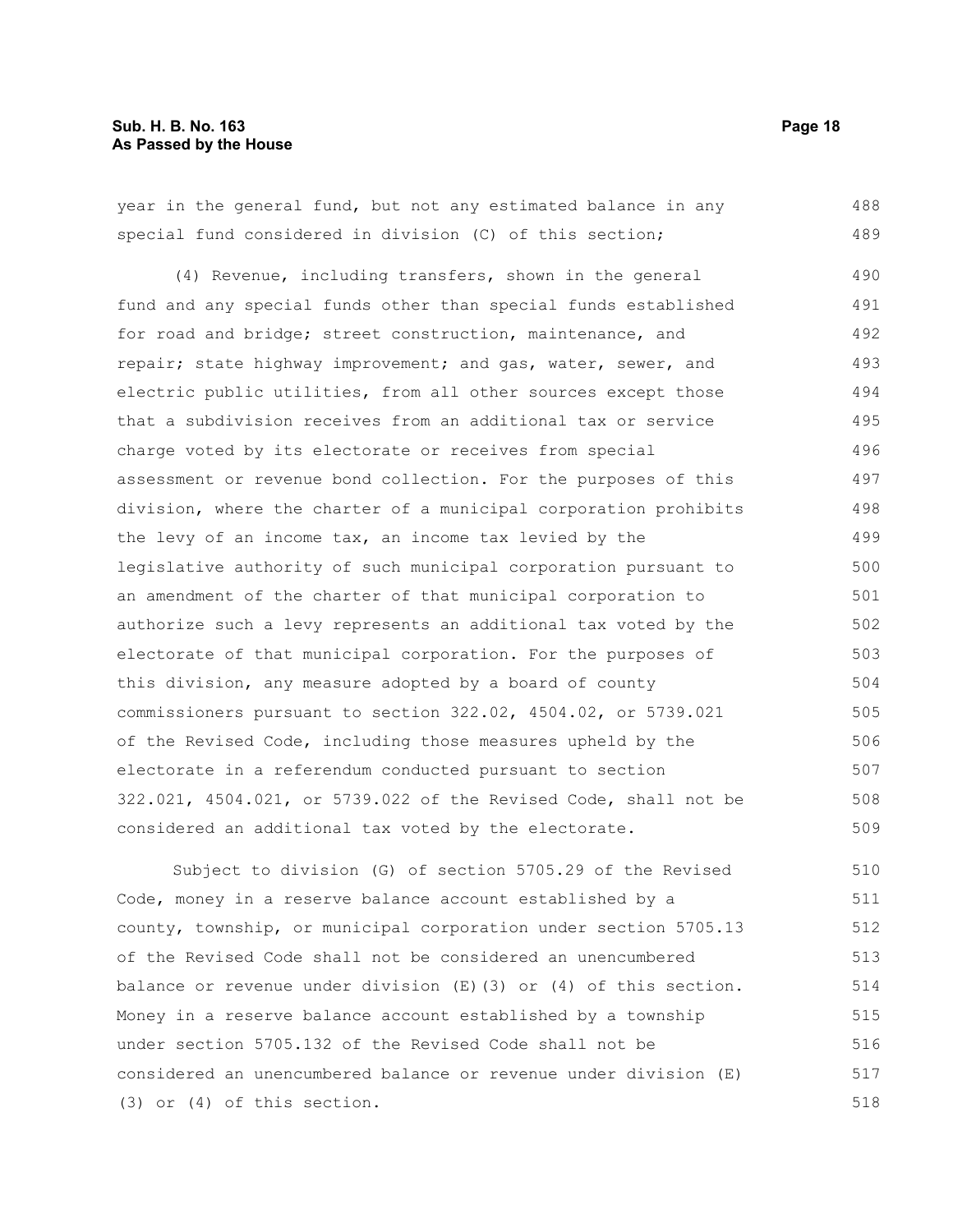year in the general fund, but not any estimated balance in any special fund considered in division (C) of this section;

(4) Revenue, including transfers, shown in the general fund and any special funds other than special funds established for road and bridge; street construction, maintenance, and repair; state highway improvement; and gas, water, sewer, and electric public utilities, from all other sources except those that a subdivision receives from an additional tax or service charge voted by its electorate or receives from special assessment or revenue bond collection. For the purposes of this division, where the charter of a municipal corporation prohibits the levy of an income tax, an income tax levied by the legislative authority of such municipal corporation pursuant to an amendment of the charter of that municipal corporation to authorize such a levy represents an additional tax voted by the electorate of that municipal corporation. For the purposes of this division, any measure adopted by a board of county commissioners pursuant to section 322.02, 4504.02, or 5739.021 of the Revised Code, including those measures upheld by the electorate in a referendum conducted pursuant to section 322.021, 4504.021, or 5739.022 of the Revised Code, shall not be considered an additional tax voted by the electorate.

Subject to division (G) of section 5705.29 of the Revised Code, money in a reserve balance account established by a county, township, or municipal corporation under section 5705.13 of the Revised Code shall not be considered an unencumbered balance or revenue under division (E)(3) or (4) of this section. Money in a reserve balance account established by a township under section 5705.132 of the Revised Code shall not be considered an unencumbered balance or revenue under division (E)(3) or (4) of this section.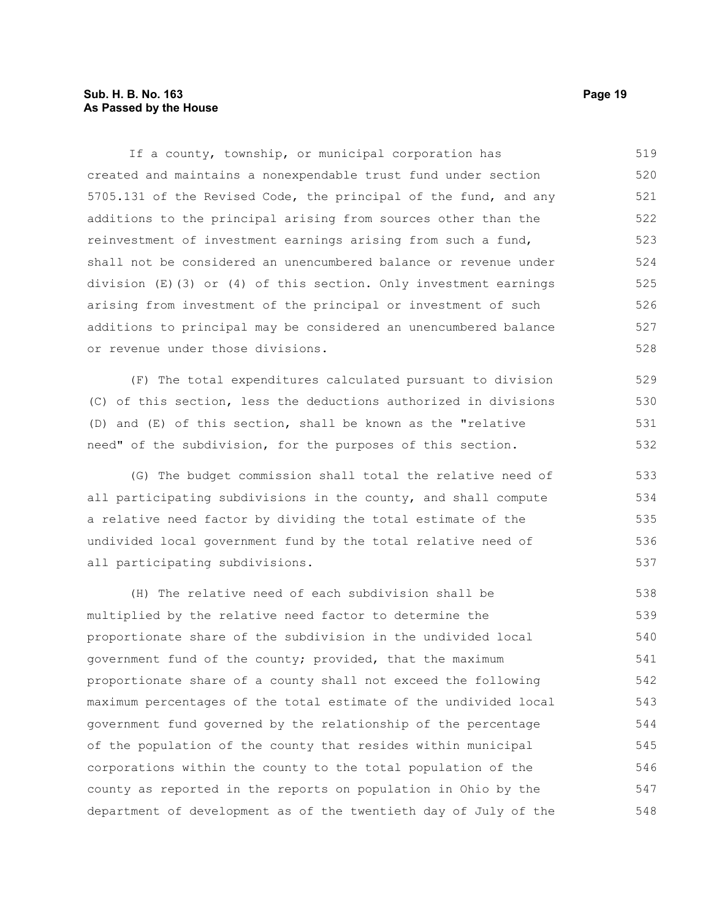If a county, township, or municipal corporation has created and maintains a nonexpendable trust fund under section 5705.131 of the Revised Code, the principal of the fund, and any additions to the principal arising from sources other than the reinvestment of investment earnings arising from such a fund, shall not be considered an unencumbered balance or revenue under division (E)(3) or (4) of this section. Only investment earnings arising from investment of the principal or investment of such additions to principal may be considered an unencumbered balance or revenue under those divisions.

(F) The total expenditures calculated pursuant to division (C) of this section, less the deductions authorized in divisions (D) and (E) of this section, shall be known as the "relative need" of the subdivision, for the purposes of this section.

(G) The budget commission shall total the relative need of all participating subdivisions in the county, and shall compute a relative need factor by dividing the total estimate of the undivided local government fund by the total relative need of all participating subdivisions.

(H) The relative need of each subdivision shall be multiplied by the relative need factor to determine the proportionate share of the subdivision in the undivided local government fund of the county; provided, that the maximum proportionate share of a county shall not exceed the following maximum percentages of the total estimate of the undivided local government fund governed by the relationship of the percentage of the population of the county that resides within municipal corporations within the county to the total population of the county as reported in the reports on population in Ohio by the department of development as of the twentieth day of July of the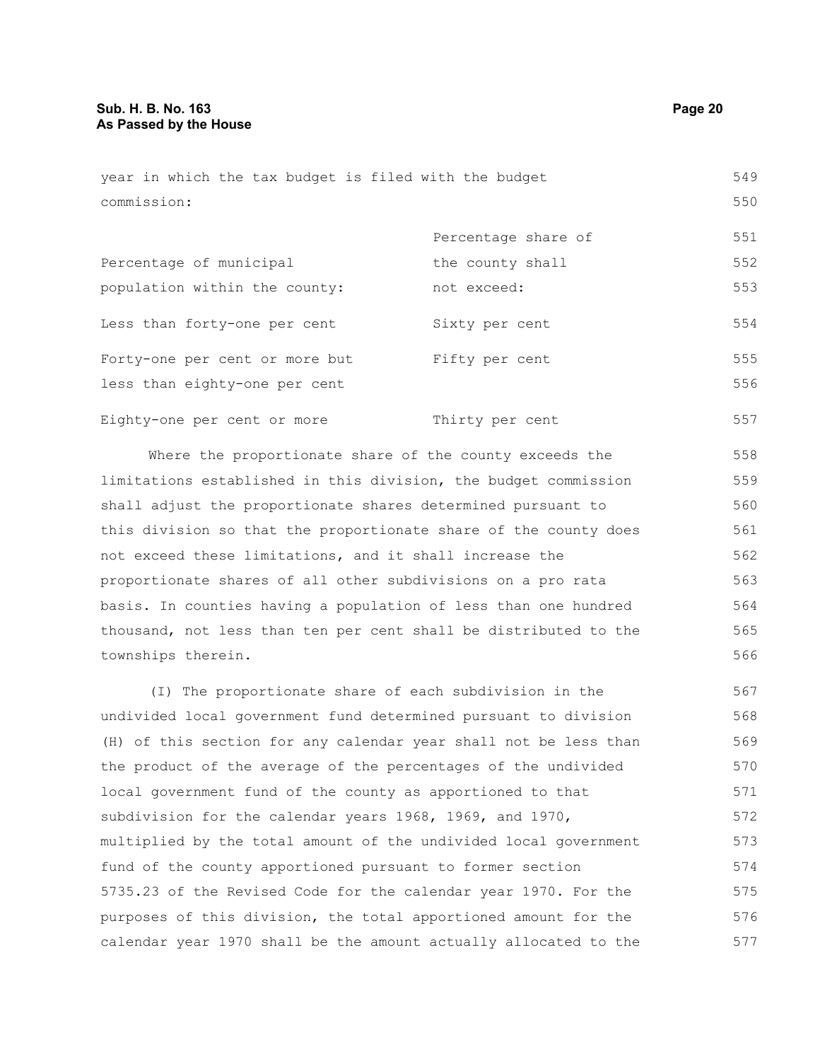year in which the tax budget is filed with the budget commission:

| Percentage of municipal population within the county: | Percentage share of the county shall not exceed: |
| --- | --- |
| Less than forty-one per cent | Sixty per cent |
| Forty-one per cent or more but less than eighty-one per cent | Fifty per cent |
| Eighty-one per cent or more | Thirty per cent |

Where the proportionate share of the county exceeds the limitations established in this division, the budget commission shall adjust the proportionate shares determined pursuant to this division so that the proportionate share of the county does not exceed these limitations, and it shall increase the proportionate shares of all other subdivisions on a pro rata basis. In counties having a population of less than one hundred thousand, not less than ten per cent shall be distributed to the townships therein.

(I) The proportionate share of each subdivision in the undivided local government fund determined pursuant to division (H) of this section for any calendar year shall not be less than the product of the average of the percentages of the undivided local government fund of the county as apportioned to that subdivision for the calendar years 1968, 1969, and 1970, multiplied by the total amount of the undivided local government fund of the county apportioned pursuant to former section 5735.23 of the Revised Code for the calendar year 1970. For the purposes of this division, the total apportioned amount for the calendar year 1970 shall be the amount actually allocated to the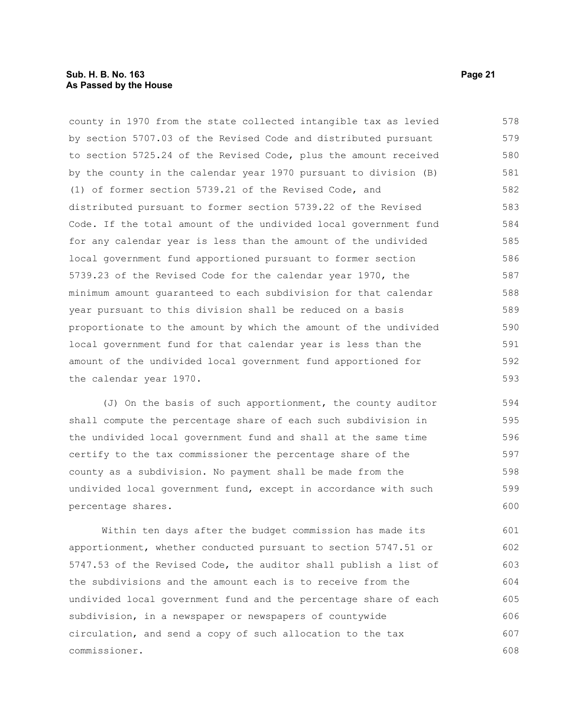county in 1970 from the state collected intangible tax as levied by section 5707.03 of the Revised Code and distributed pursuant to section 5725.24 of the Revised Code, plus the amount received by the county in the calendar year 1970 pursuant to division (B)(1) of former section 5739.21 of the Revised Code, and distributed pursuant to former section 5739.22 of the Revised Code. If the total amount of the undivided local government fund for any calendar year is less than the amount of the undivided local government fund apportioned pursuant to former section 5739.23 of the Revised Code for the calendar year 1970, the minimum amount guaranteed to each subdivision for that calendar year pursuant to this division shall be reduced on a basis proportionate to the amount by which the amount of the undivided local government fund for that calendar year is less than the amount of the undivided local government fund apportioned for the calendar year 1970.

(J) On the basis of such apportionment, the county auditor shall compute the percentage share of each such subdivision in the undivided local government fund and shall at the same time certify to the tax commissioner the percentage share of the county as a subdivision. No payment shall be made from the undivided local government fund, except in accordance with such percentage shares.

Within ten days after the budget commission has made its apportionment, whether conducted pursuant to section 5747.51 or 5747.53 of the Revised Code, the auditor shall publish a list of the subdivisions and the amount each is to receive from the undivided local government fund and the percentage share of each subdivision, in a newspaper or newspapers of countywide circulation, and send a copy of such allocation to the tax commissioner.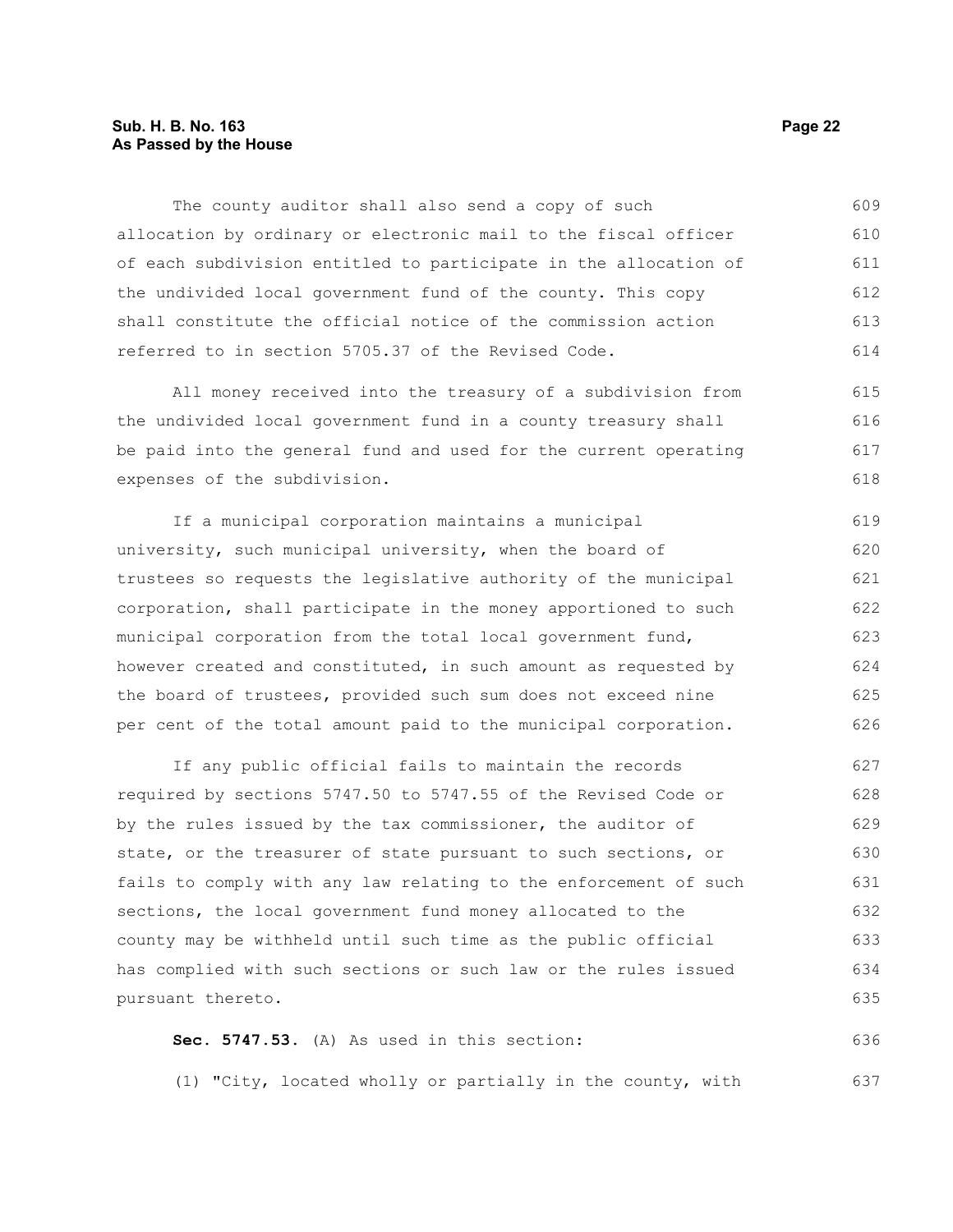The county auditor shall also send a copy of such allocation by ordinary or electronic mail to the fiscal officer of each subdivision entitled to participate in the allocation of the undivided local government fund of the county. This copy shall constitute the official notice of the commission action referred to in section 5705.37 of the Revised Code.

All money received into the treasury of a subdivision from the undivided local government fund in a county treasury shall be paid into the general fund and used for the current operating expenses of the subdivision.

If a municipal corporation maintains a municipal university, such municipal university, when the board of trustees so requests the legislative authority of the municipal corporation, shall participate in the money apportioned to such municipal corporation from the total local government fund, however created and constituted, in such amount as requested by the board of trustees, provided such sum does not exceed nine per cent of the total amount paid to the municipal corporation.

If any public official fails to maintain the records required by sections 5747.50 to 5747.55 of the Revised Code or by the rules issued by the tax commissioner, the auditor of state, or the treasurer of state pursuant to such sections, or fails to comply with any law relating to the enforcement of such sections, the local government fund money allocated to the county may be withheld until such time as the public official has complied with such sections or such law or the rules issued pursuant thereto.

**Sec. 5747.53.** (A) As used in this section:

(1) "City, located wholly or partially in the county, with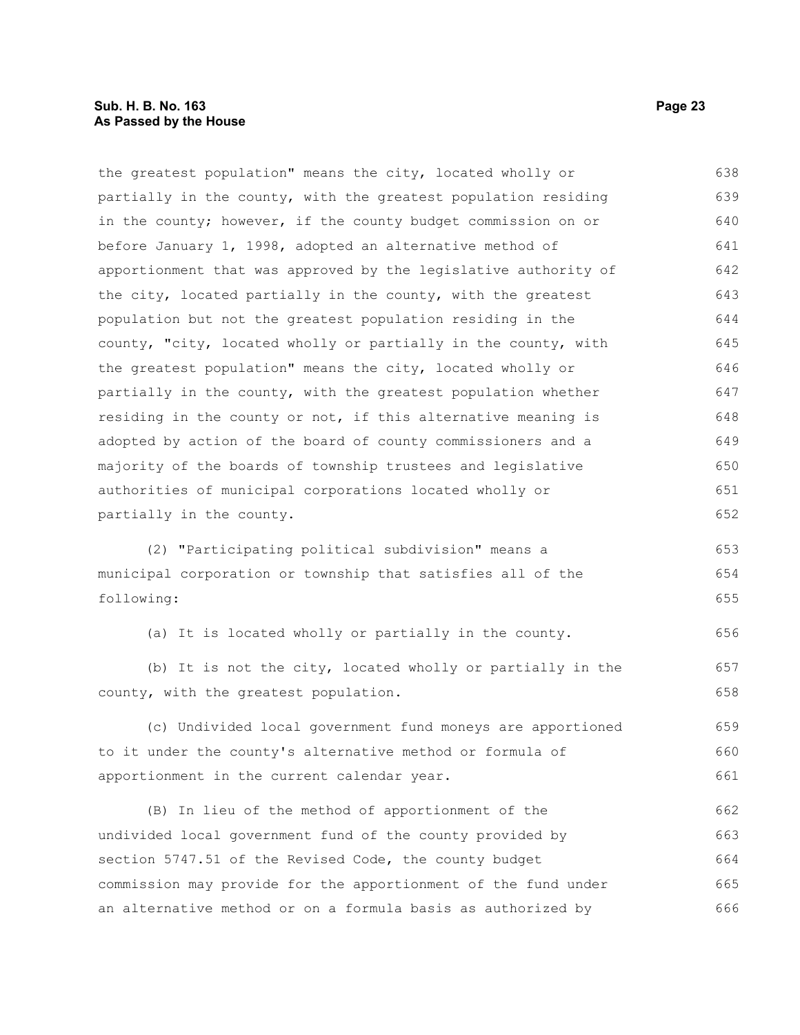the greatest population" means the city, located wholly or partially in the county, with the greatest population residing in the county; however, if the county budget commission on or before January 1, 1998, adopted an alternative method of apportionment that was approved by the legislative authority of the city, located partially in the county, with the greatest population but not the greatest population residing in the county, "city, located wholly or partially in the county, with the greatest population" means the city, located wholly or partially in the county, with the greatest population whether residing in the county or not, if this alternative meaning is adopted by action of the board of county commissioners and a majority of the boards of township trustees and legislative authorities of municipal corporations located wholly or partially in the county.

(2) "Participating political subdivision" means a municipal corporation or township that satisfies all of the following:

(a) It is located wholly or partially in the county.

(b) It is not the city, located wholly or partially in the county, with the greatest population.

(c) Undivided local government fund moneys are apportioned to it under the county's alternative method or formula of apportionment in the current calendar year.

(B) In lieu of the method of apportionment of the undivided local government fund of the county provided by section 5747.51 of the Revised Code, the county budget commission may provide for the apportionment of the fund under an alternative method or on a formula basis as authorized by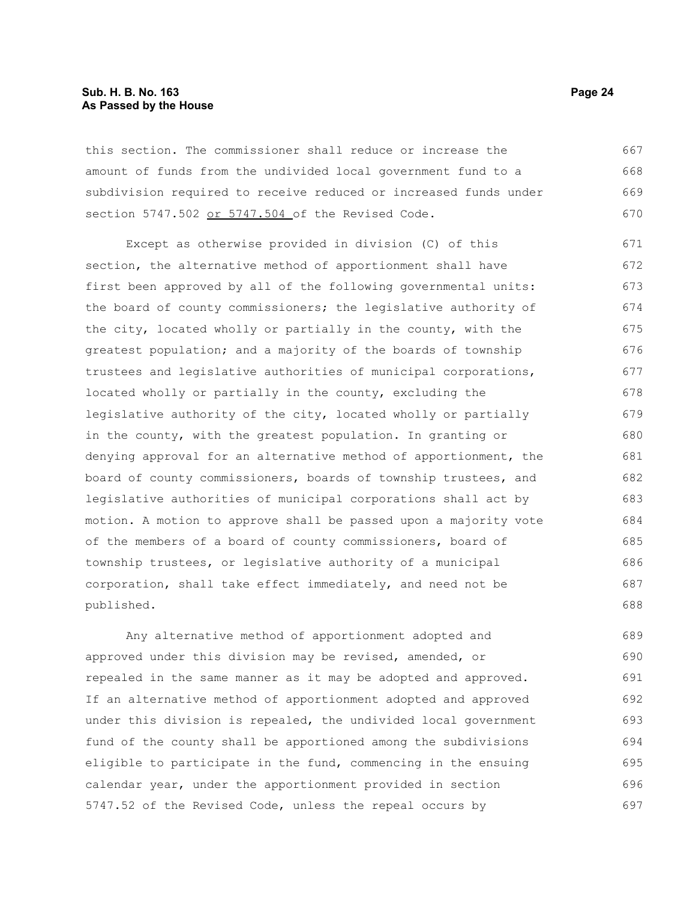this section. The commissioner shall reduce or increase the amount of funds from the undivided local government fund to a subdivision required to receive reduced or increased funds under section 5747.502 <u>or 5747.504</u> of the Revised Code.

Except as otherwise provided in division (C) of this section, the alternative method of apportionment shall have first been approved by all of the following governmental units: the board of county commissioners; the legislative authority of the city, located wholly or partially in the county, with the greatest population; and a majority of the boards of township trustees and legislative authorities of municipal corporations, located wholly or partially in the county, excluding the legislative authority of the city, located wholly or partially in the county, with the greatest population. In granting or denying approval for an alternative method of apportionment, the board of county commissioners, boards of township trustees, and legislative authorities of municipal corporations shall act by motion. A motion to approve shall be passed upon a majority vote of the members of a board of county commissioners, board of township trustees, or legislative authority of a municipal corporation, shall take effect immediately, and need not be published.

Any alternative method of apportionment adopted and approved under this division may be revised, amended, or repealed in the same manner as it may be adopted and approved. If an alternative method of apportionment adopted and approved under this division is repealed, the undivided local government fund of the county shall be apportioned among the subdivisions eligible to participate in the fund, commencing in the ensuing calendar year, under the apportionment provided in section 5747.52 of the Revised Code, unless the repeal occurs by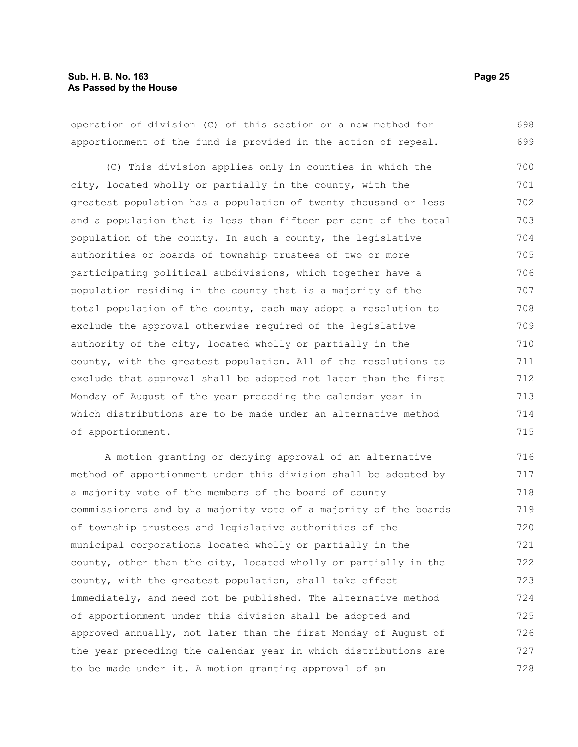operation of division (C) of this section or a new method for apportionment of the fund is provided in the action of repeal.

(C) This division applies only in counties in which the city, located wholly or partially in the county, with the greatest population has a population of twenty thousand or less and a population that is less than fifteen per cent of the total population of the county. In such a county, the legislative authorities or boards of township trustees of two or more participating political subdivisions, which together have a population residing in the county that is a majority of the total population of the county, each may adopt a resolution to exclude the approval otherwise required of the legislative authority of the city, located wholly or partially in the county, with the greatest population. All of the resolutions to exclude that approval shall be adopted not later than the first Monday of August of the year preceding the calendar year in which distributions are to be made under an alternative method of apportionment.

A motion granting or denying approval of an alternative method of apportionment under this division shall be adopted by a majority vote of the members of the board of county commissioners and by a majority vote of a majority of the boards of township trustees and legislative authorities of the municipal corporations located wholly or partially in the county, other than the city, located wholly or partially in the county, with the greatest population, shall take effect immediately, and need not be published. The alternative method of apportionment under this division shall be adopted and approved annually, not later than the first Monday of August of the year preceding the calendar year in which distributions are to be made under it. A motion granting approval of an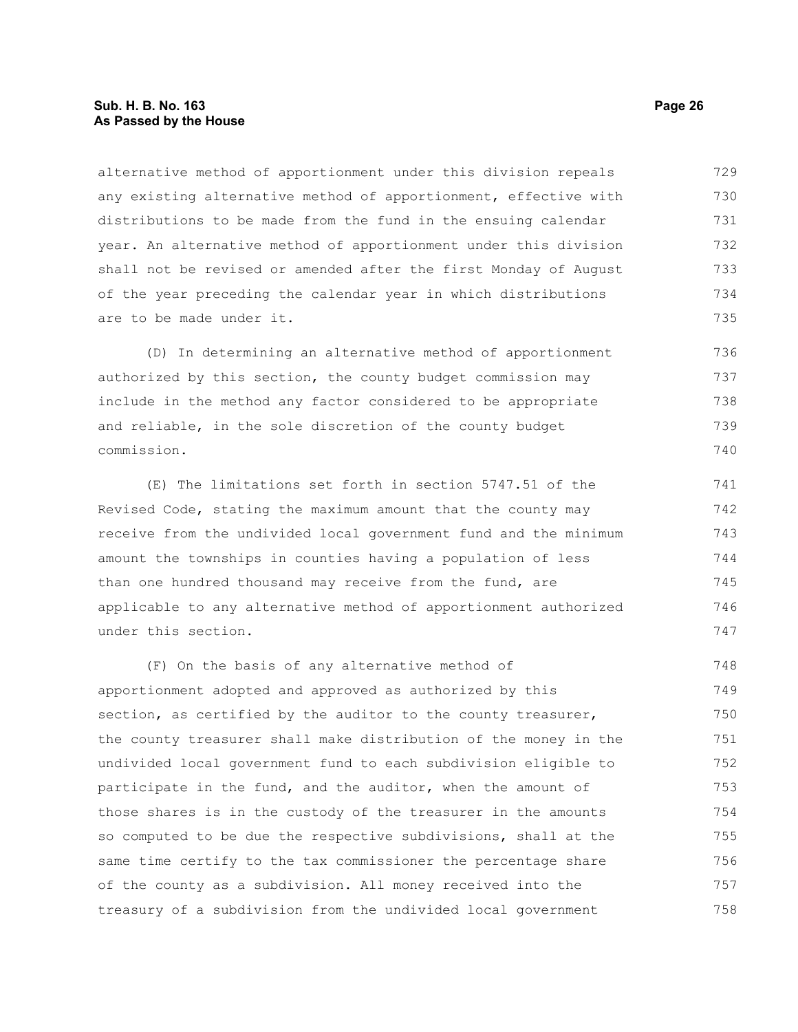alternative method of apportionment under this division repeals any existing alternative method of apportionment, effective with distributions to be made from the fund in the ensuing calendar year. An alternative method of apportionment under this division shall not be revised or amended after the first Monday of August of the year preceding the calendar year in which distributions are to be made under it.

(D) In determining an alternative method of apportionment authorized by this section, the county budget commission may include in the method any factor considered to be appropriate and reliable, in the sole discretion of the county budget commission.

(E) The limitations set forth in section 5747.51 of the Revised Code, stating the maximum amount that the county may receive from the undivided local government fund and the minimum amount the townships in counties having a population of less than one hundred thousand may receive from the fund, are applicable to any alternative method of apportionment authorized under this section.

(F) On the basis of any alternative method of apportionment adopted and approved as authorized by this section, as certified by the auditor to the county treasurer, the county treasurer shall make distribution of the money in the undivided local government fund to each subdivision eligible to participate in the fund, and the auditor, when the amount of those shares is in the custody of the treasurer in the amounts so computed to be due the respective subdivisions, shall at the same time certify to the tax commissioner the percentage share of the county as a subdivision. All money received into the treasury of a subdivision from the undivided local government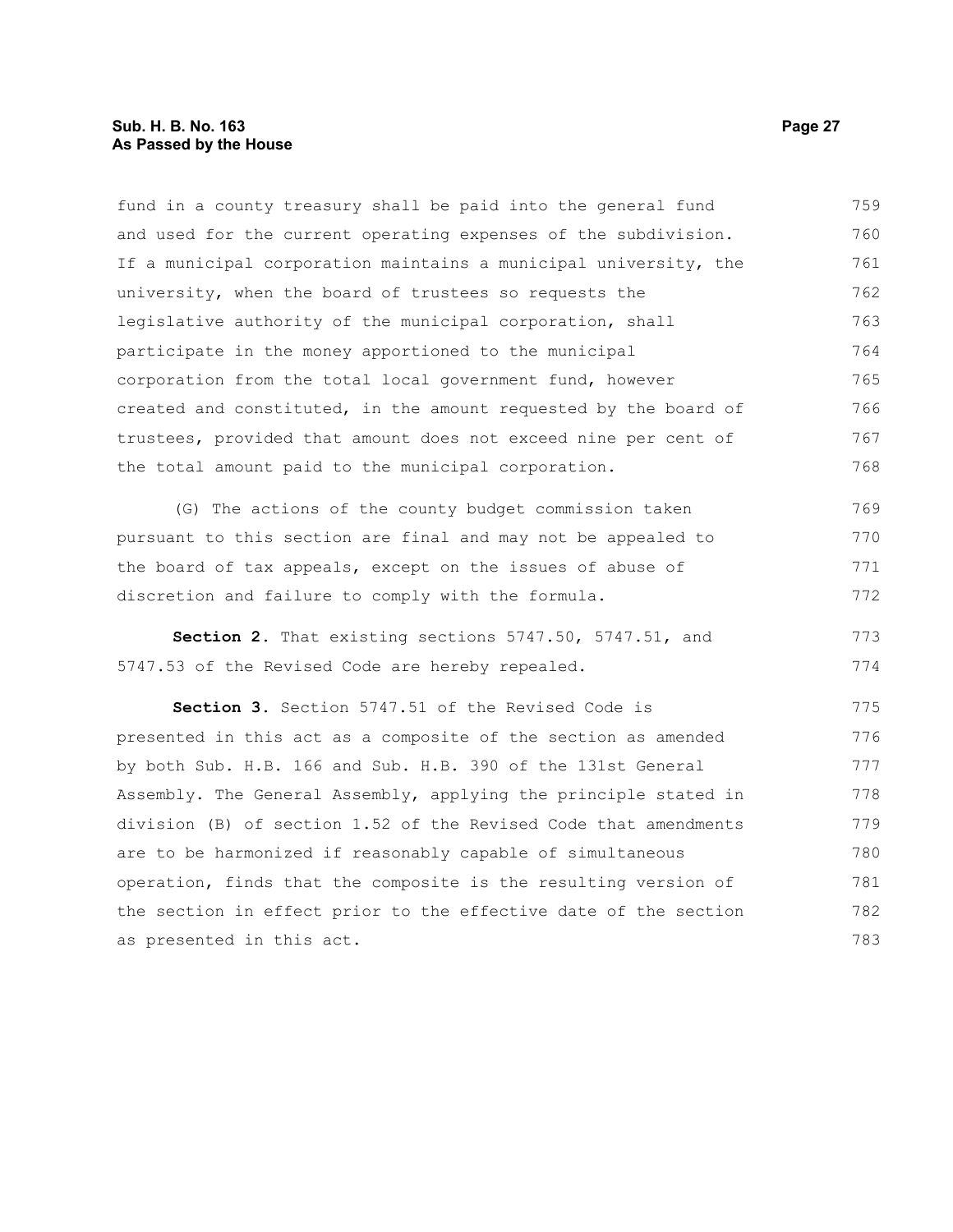fund in a county treasury shall be paid into the general fund and used for the current operating expenses of the subdivision. If a municipal corporation maintains a municipal university, the university, when the board of trustees so requests the legislative authority of the municipal corporation, shall participate in the money apportioned to the municipal corporation from the total local government fund, however created and constituted, in the amount requested by the board of trustees, provided that amount does not exceed nine per cent of the total amount paid to the municipal corporation.

(G) The actions of the county budget commission taken pursuant to this section are final and may not be appealed to the board of tax appeals, except on the issues of abuse of discretion and failure to comply with the formula.

**Section 2.** That existing sections 5747.50, 5747.51, and 5747.53 of the Revised Code are hereby repealed.

**Section 3.** Section 5747.51 of the Revised Code is presented in this act as a composite of the section as amended by both Sub. H.B. 166 and Sub. H.B. 390 of the 131st General Assembly. The General Assembly, applying the principle stated in division (B) of section 1.52 of the Revised Code that amendments are to be harmonized if reasonably capable of simultaneous operation, finds that the composite is the resulting version of the section in effect prior to the effective date of the section as presented in this act.